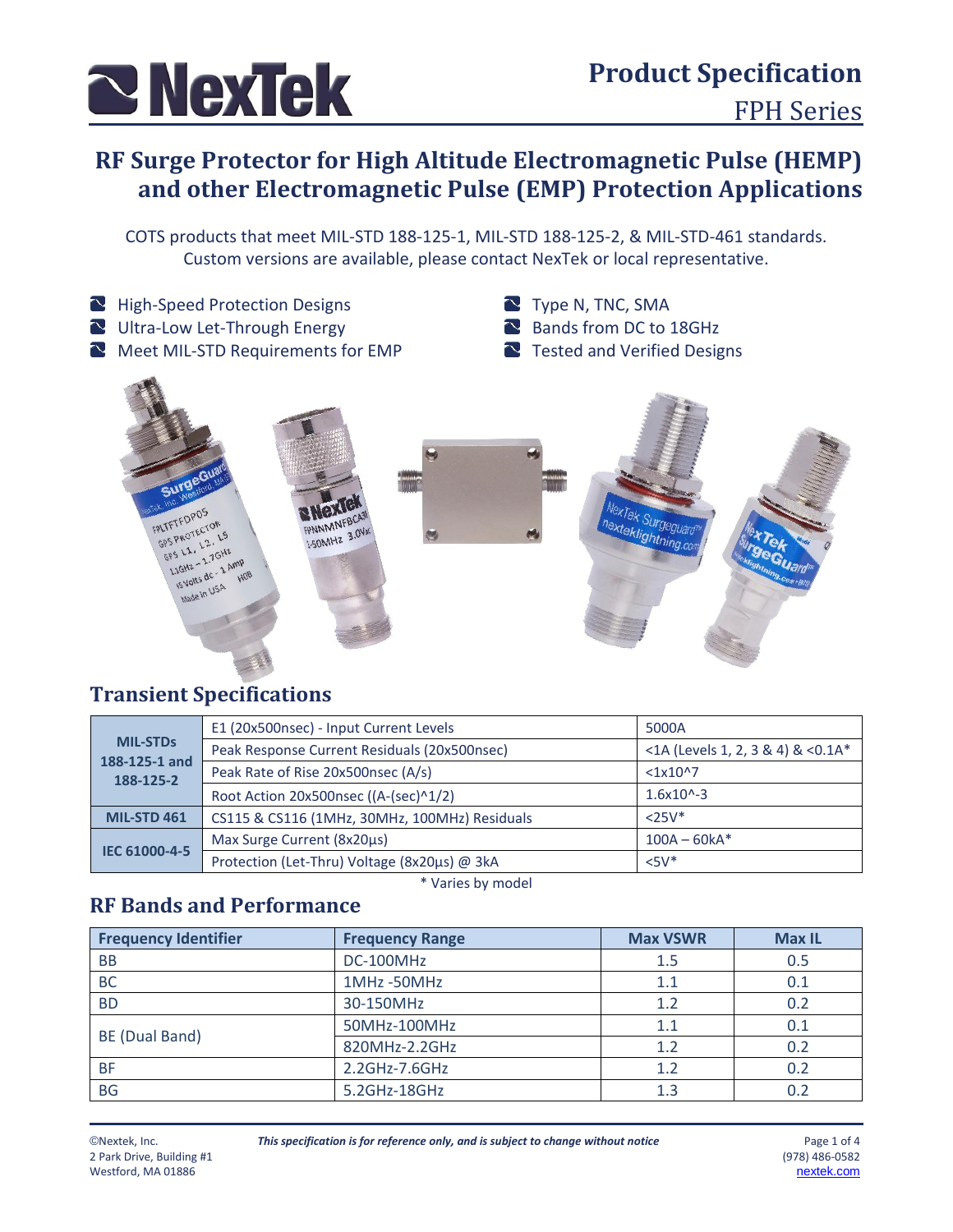# Product Specification

## FPH Series

## RF Surge Protector for High Altitude Electromagnetic Pulse (HEMP) and other Electromagnetic Pulse (EMP) Protection Applications

COTS products that meet MIL-STD 188-125-1, MIL-STD 188-125-2, & MIL-STD-461 standards.
Custom versions are available, please contact NexTek or local representative.

- High-Speed Protection Designs
- Ultra-Low Let-Through Energy
- Meet MIL-STD Requirements for EMP
- Type N, TNC, SMA
- Bands from DC to 18GHz
- Tested and Verified Designs

## Transient Specifications

| | | |
|---|---|---|
| **MIL-STDs 188-125-1 and 188-125-2** | E1 (20x500nsec) - Input Current Levels | 5000A |
| | Peak Response Current Residuals (20x500nsec) | <1A (Levels 1, 2, 3 & 4) & <0.1A* |
| | Peak Rate of Rise 20x500nsec (A/s) | <1x10^7 |
| | Root Action 20x500nsec ((A-(sec)^1/2) | 1.6x10^-3 |
| **MIL-STD 461** | CS115 & CS116 (1MHz, 30MHz, 100MHz) Residuals | <25V* |
| **IEC 61000-4-5** | Max Surge Current (8x20µs) | 100A – 60kA* |
| | Protection (Let-Thru) Voltage (8x20µs) @ 3kA | <5V* |

\* Varies by model

## RF Bands and Performance

| Frequency Identifier | Frequency Range | Max VSWR | Max IL |
|---|---|---|---|
| BB | DC-100MHz | 1.5 | 0.5 |
| BC | 1MHz -50MHz | 1.1 | 0.1 |
| BD | 30-150MHz | 1.2 | 0.2 |
| BE (Dual Band) | 50MHz-100MHz | 1.1 | 0.1 |
| | 820MHz-2.2GHz | 1.2 | 0.2 |
| BF | 2.2GHz-7.6GHz | 1.2 | 0.2 |
| BG | 5.2GHz-18GHz | 1.3 | 0.2 |

©Nextek, Inc.
2 Park Drive, Building #1
Westford, MA 01886

*This specification is for reference only, and is subject to change without notice*

(978) 486-0582
nextek.com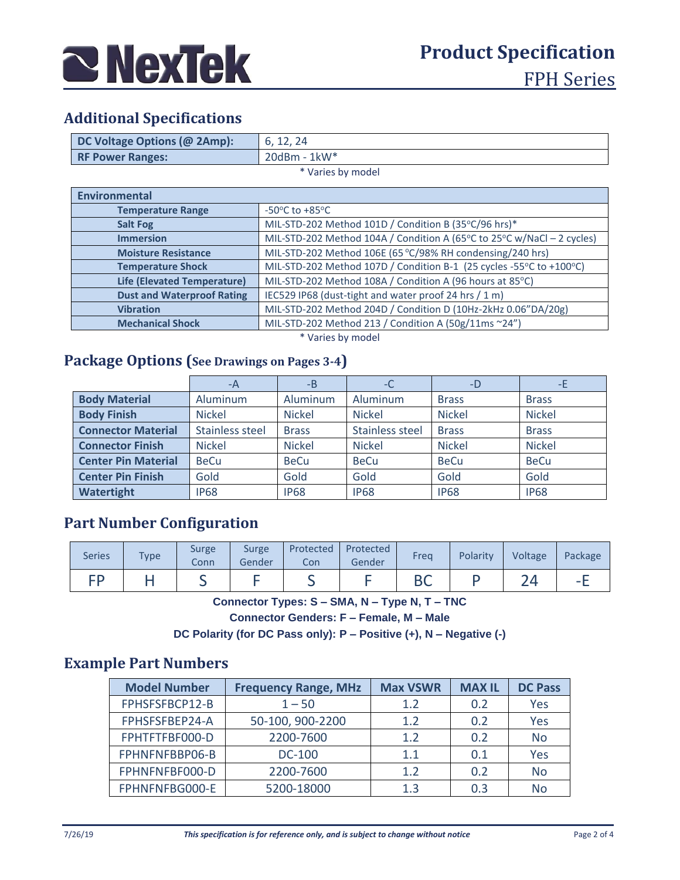## Additional Specifications

| DC Voltage Options (@ 2Amp): | 6, 12, 24 |
|---|---|
| RF Power Ranges: | 20dBm - 1kW* |

\* Varies by model

| Environmental | |
|---|---|
| Temperature Range | -50°C to +85°C |
| Salt Fog | MIL-STD-202 Method 101D / Condition B (35°C/96 hrs)* |
| Immersion | MIL-STD-202 Method 104A / Condition A (65°C to 25°C w/NaCl – 2 cycles) |
| Moisture Resistance | MIL-STD-202 Method 106E (65 °C/98% RH condensing/240 hrs) |
| Temperature Shock | MIL-STD-202 Method 107D / Condition B-1 (25 cycles -55°C to +100°C) |
| Life (Elevated Temperature) | MIL-STD-202 Method 108A / Condition A (96 hours at 85°C) |
| Dust and Waterproof Rating | IEC529 IP68 (dust-tight and water proof 24 hrs / 1 m) |
| Vibration | MIL-STD-202 Method 204D / Condition D (10Hz-2kHz 0.06"DA/20g) |
| Mechanical Shock | MIL-STD-202 Method 213 / Condition A (50g/11ms ~24") |

\* Varies by model

## Package Options (See Drawings on Pages 3-4)

| | -A | -B | -C | -D | -E |
|---|---|---|---|---|---|
| Body Material | Aluminum | Aluminum | Aluminum | Brass | Brass |
| Body Finish | Nickel | Nickel | Nickel | Nickel | Nickel |
| Connector Material | Stainless steel | Brass | Stainless steel | Brass | Brass |
| Connector Finish | Nickel | Nickel | Nickel | Nickel | Nickel |
| Center Pin Material | BeCu | BeCu | BeCu | BeCu | BeCu |
| Center Pin Finish | Gold | Gold | Gold | Gold | Gold |
| Watertight | IP68 | IP68 | IP68 | IP68 | IP68 |

## Part Number Configuration

| Series | Type | Surge Conn | Surge Gender | Protected Con | Protected Gender | Freq | Polarity | Voltage | Package |
|---|---|---|---|---|---|---|---|---|---|
| FP | H | S | F | S | F | BC | P | 24 | -E |

**Connector Types: S – SMA, N – Type N, T – TNC**

**Connector Genders: F – Female, M – Male**

**DC Polarity (for DC Pass only): P – Positive (+), N – Negative (-)**

## Example Part Numbers

| Model Number | Frequency Range, MHz | Max VSWR | MAX IL | DC Pass |
|---|---|---|---|---|
| FPHSFSFBCP12-B | 1 – 50 | 1.2 | 0.2 | Yes |
| FPHSFSFBEP24-A | 50-100, 900-2200 | 1.2 | 0.2 | Yes |
| FPHTFTFBF000-D | 2200-7600 | 1.2 | 0.2 | No |
| FPHNFNFBBP06-B | DC-100 | 1.1 | 0.1 | Yes |
| FPHNFNFBF000-D | 2200-7600 | 1.2 | 0.2 | No |
| FPHNFNFBG000-E | 5200-18000 | 1.3 | 0.3 | No |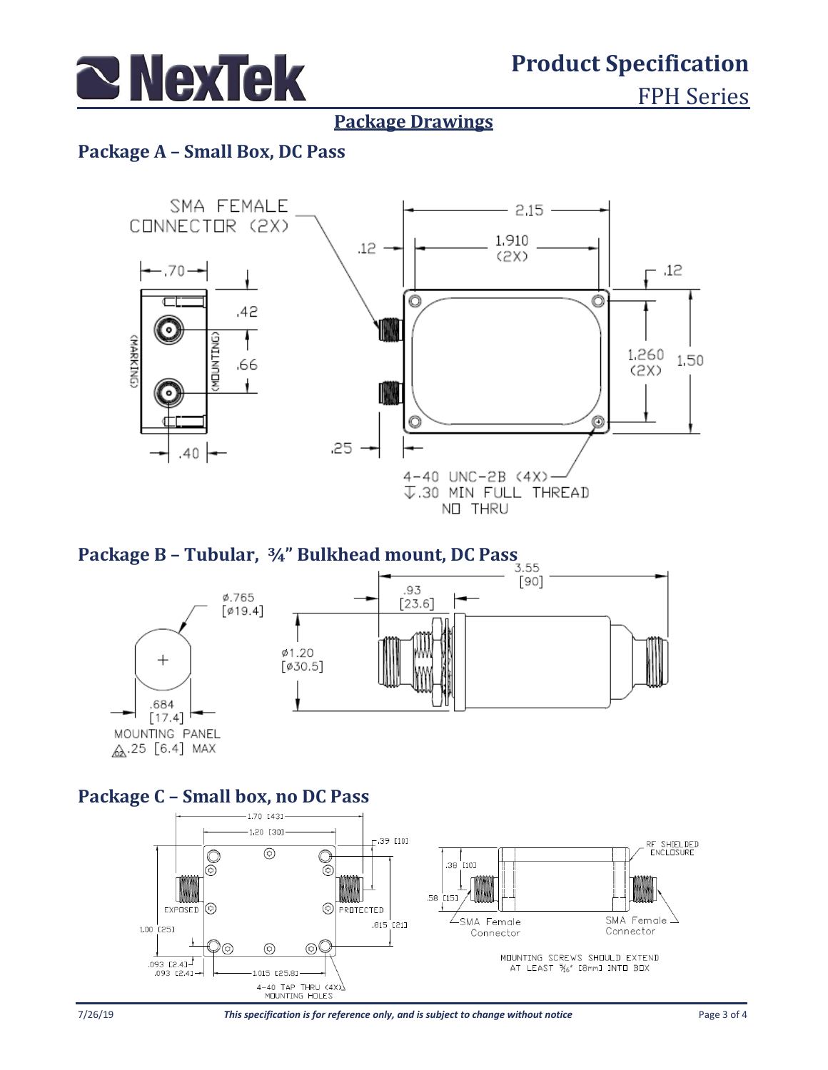## Package Drawings

### Package A – Small Box, DC Pass

SMA FEMALE CONNECTOR (2X)

2.15

.12

1.910 (2X)

.12

.70

.42

(MARKING)

(MOUNTING)

.66

1.260 (2X)

1.50

.40

.25

4-40 UNC-2B (4X)
↧.30 MIN FULL THREAD
NO THRU

### Package B – Tubular, ¾" Bulkhead mount, DC Pass

3.55 [90]

ø.765 [ø19.4]

.93 [23.6]

ø1.20 [ø30.5]

.684 [17.4]

MOUNTING PANEL
.25 [6.4] MAX

### Package C – Small box, no DC Pass

1.70 [43]

1.20 [30]

.39 [10]

RF SHIELDED ENCLOSURE

.38 [10]

.58 [15]

EXPOSED

PROTECTED

.815 [21]

1.00 [25]

SMA Female Connector

SMA Female Connector

.093 [2.4]
.093 [2.4]

1.015 [25.8]

4-40 TAP THRU (4X) MOUNTING HOLES

MOUNTING SCREWS SHOULD EXTEND AT LEAST 5/16" [8mm] INTO BOX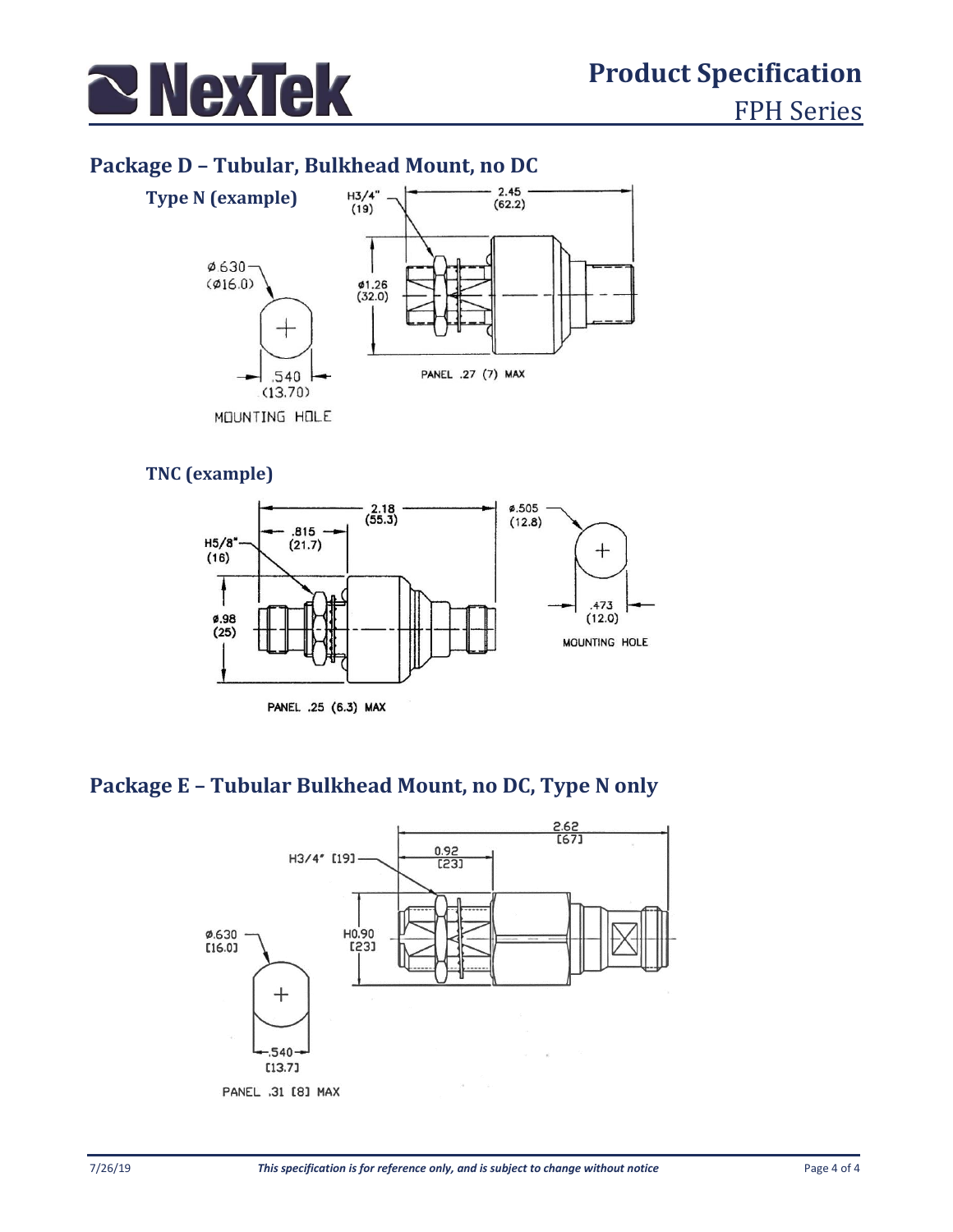## Package D – Tubular, Bulkhead Mount, no DC

### Type N (example)

H3/4"
(19)

2.45
(62.2)

ø.630
(ø16.0)

ø1.26
(32.0)

.540
(13.70)

MOUNTING HOLE

PANEL .27 (7) MAX

### TNC (example)

2.18
(55.3)

.815
(21.7)

H5/8"
(16)

ø.98
(25)

ø.505
(12.8)

.473
(12.0)

MOUNTING HOLE

PANEL .25 (6.3) MAX

## Package E – Tubular Bulkhead Mount, no DC, Type N only

2.62
[67]

0.92
[23]

H3/4" [19]

ø.630
[16.0]

H0.90
[23]

.540
[13.7]

PANEL .31 [8] MAX

7/26/19

*This specification is for reference only, and is subject to change without notice*